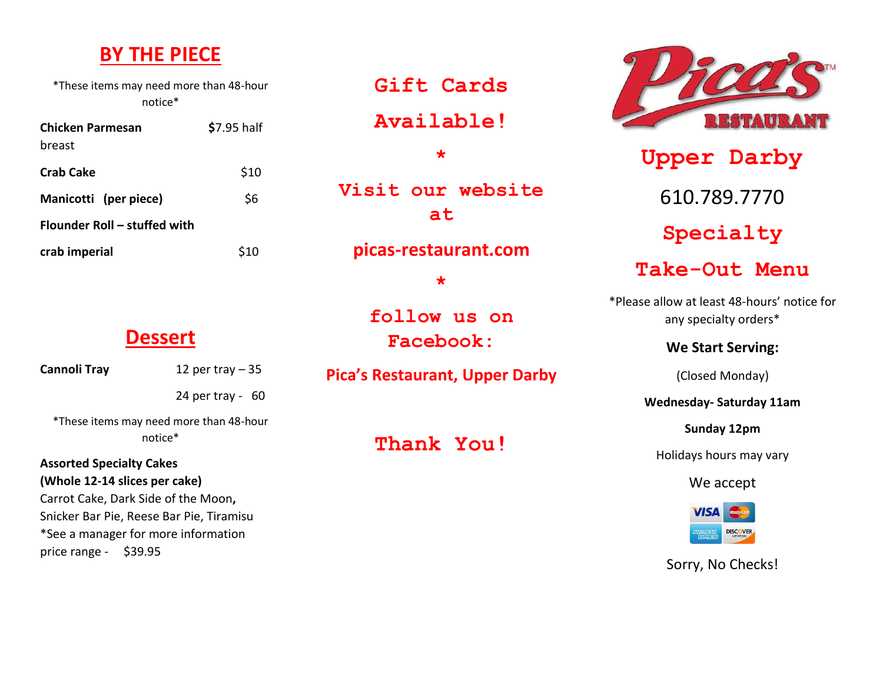## BY THE PIECE

*These items may need more than 48-hour notice*

| | |
|---|---|
| **Chicken Parmesan** breast | **$**7.95 half |
| **Crab Cake** | $10 |
| **Manicotti (per piece)** | $6 |
| **Flounder Roll – stuffed with crab imperial** | $10 |

## Dessert

| | |
|---|---|
| **Cannoli Tray** | 12 per tray – 35 |
| | 24 per tray - 60 |

*These items may need more than 48-hour notice*

**Assorted Specialty Cakes**
**(Whole 12-14 slices per cake)**
Carrot Cake, Dark Side of the Moon**,** Snicker Bar Pie, Reese Bar Pie, Tiramisu
*See a manager for more information
price range - $39.95

**Gift Cards Available!**

*

**Visit our website at**

**picas-restaurant.com**

*

**follow us on Facebook:**

**Pica's Restaurant, Upper Darby**

**Thank You!**

# Pica's™ RESTAURANT

## Upper Darby

610.789.7770

## Specialty Take-Out Menu

*Please allow at least 48-hours' notice for any specialty orders*

**We Start Serving:**

(Closed Monday)

**Wednesday- Saturday 11am**

**Sunday 12pm**

Holidays hours may vary

We accept

VISA, MasterCard, American Express, Discover Network

Sorry, No Checks!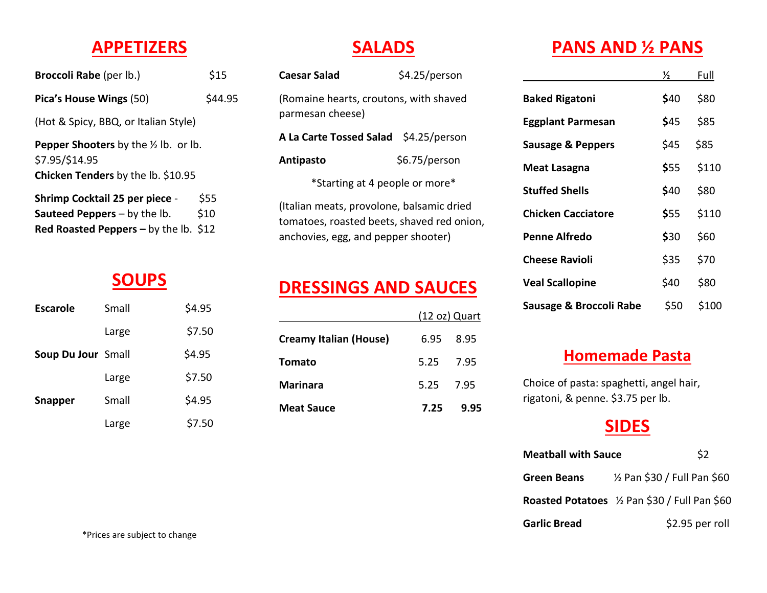## APPETIZERS

**Broccoli Rabe** (per lb.) $15

**Pica's House Wings** (50) $44.95

(Hot & Spicy, BBQ, or Italian Style)

**Pepper Shooters** by the ½ lb. or lb. $7.95/$14.95
**Chicken Tenders** by the lb. $10.95

**Shrimp Cocktail 25 per piece** - $55
**Sauteed Peppers** – by the lb. $10
**Red Roasted Peppers –** by the lb. $12

## SOUPS

| | | |
|---|---|---|
| **Escarole** | Small | $4.95 |
| | Large | $7.50 |
| **Soup Du Jour** | Small | $4.95 |
| | Large | $7.50 |
| **Snapper** | Small | $4.95 |
| | Large | $7.50 |

*Prices are subject to change

## SALADS

**Caesar Salad** $4.25/person

(Romaine hearts, croutons, with shaved parmesan cheese)

**A La Carte Tossed Salad** $4.25/person

**Antipasto** $6.75/person

*Starting at 4 people or more*

(Italian meats, provolone, balsamic dried tomatoes, roasted beets, shaved red onion, anchovies, egg, and pepper shooter)

## DRESSINGS AND SAUCES

| | (12 oz) | Quart |
|---|---|---|
| **Creamy Italian (House)** | 6.95 | 8.95 |
| **Tomato** | 5.25 | 7.95 |
| **Marinara** | 5.25 | 7.95 |
| **Meat Sauce** | **7.25** | **9.95** |

## PANS AND ½ PANS

| | ½ | Full |
|---|---|---|
| **Baked Rigatoni** | $40 | $80 |
| **Eggplant Parmesan** | $45 | $85 |
| **Sausage & Peppers** | $45 | $85 |
| **Meat Lasagna** | $55 | $110 |
| **Stuffed Shells** | $40 | $80 |
| **Chicken Cacciatore** | $55 | $110 |
| **Penne Alfredo** | $30 | $60 |
| **Cheese Ravioli** | $35 | $70 |
| **Veal Scallopine** | $40 | $80 |
| **Sausage & Broccoli Rabe** | $50 | $100 |

## Homemade Pasta

Choice of pasta: spaghetti, angel hair, rigatoni, & penne. $3.75 per lb.

## SIDES

**Meatball with Sauce** $2

**Green Beans** ½ Pan $30 / Full Pan $60

**Roasted Potatoes** ½ Pan $30 / Full Pan $60

**Garlic Bread** $2.95 per roll